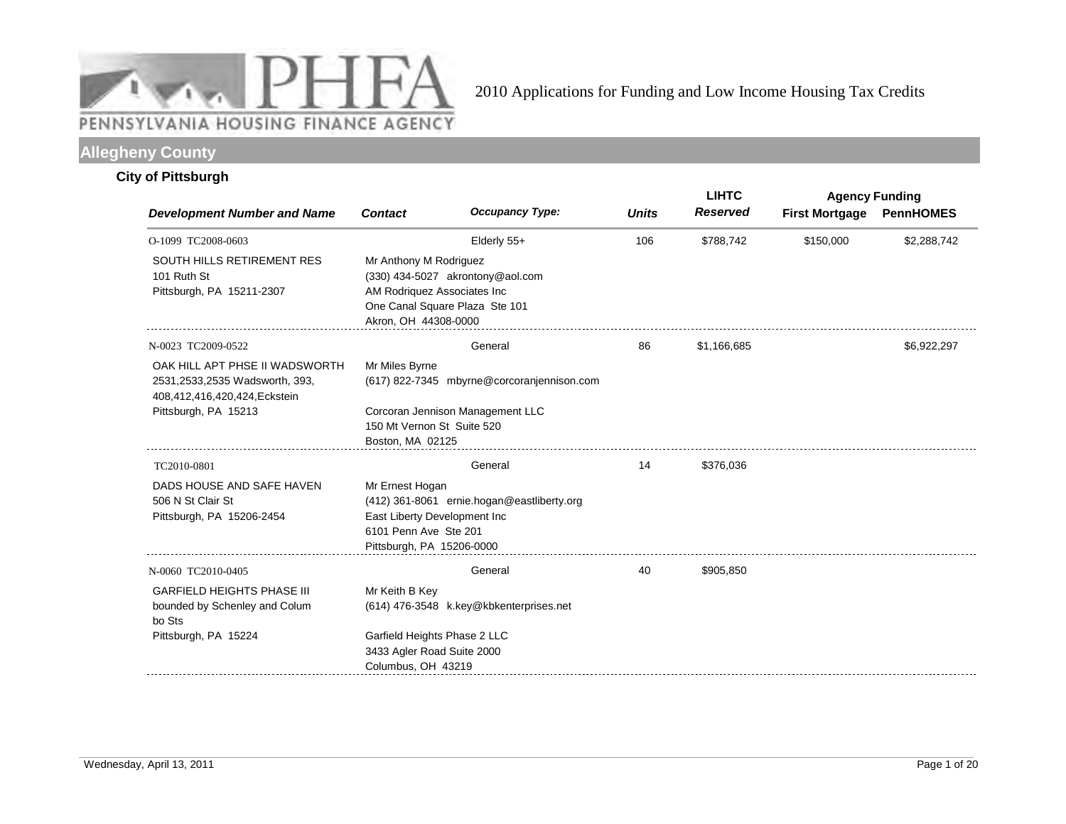PENNSYLVANIA HOUSING FINANCE AGENCY

# 2010 Applications for Funding and Low Income Housing Tax Credits

## Allegheny County

### City of Pittsburgh

| Development Number and Name | Contact | Occupancy Type: | Units | LIHTC Reserved | Agency Funding First Mortgage | Agency Funding PennHOMES |
|---|---|---|---|---|---|---|
| O-1099 TC2008-0603<br>SOUTH HILLS RETIREMENT RES<br>101 Ruth St<br>Pittsburgh, PA 15211-2307 | Mr Anthony M Rodriguez<br>(330) 434-5027 akrontony@aol.com<br>AM Rodriquez Associates Inc<br>One Canal Square Plaza Ste 101<br>Akron, OH 44308-0000 | Elderly 55+ | 106 | $788,742 | $150,000 | $2,288,742 |
| N-0023 TC2009-0522<br>OAK HILL APT PHSE II WADSWORTH<br>2531,2533,2535 Wadsworth, 393, 408,412,416,420,424,Eckstein<br>Pittsburgh, PA 15213 | Mr Miles Byrne<br>(617) 822-7345 mbyrne@corcoranjennison.com<br>Corcoran Jennison Management LLC<br>150 Mt Vernon St Suite 520<br>Boston, MA 02125 | General | 86 | $1,166,685 | | $6,922,297 |
| TC2010-0801<br>DADS HOUSE AND SAFE HAVEN<br>506 N St Clair St<br>Pittsburgh, PA 15206-2454 | Mr Ernest Hogan<br>(412) 361-8061 ernie.hogan@eastliberty.org<br>East Liberty Development Inc<br>6101 Penn Ave Ste 201<br>Pittsburgh, PA 15206-0000 | General | 14 | $376,036 | | |
| N-0060 TC2010-0405<br>GARFIELD HEIGHTS PHASE III<br>bounded by Schenley and Colum bo Sts<br>Pittsburgh, PA 15224 | Mr Keith B Key<br>(614) 476-3548 k.key@kbkenterprises.net<br>Garfield Heights Phase 2 LLC<br>3433 Agler Road Suite 2000<br>Columbus, OH 43219 | General | 40 | $905,850 | | |

Wednesday, April 13, 2011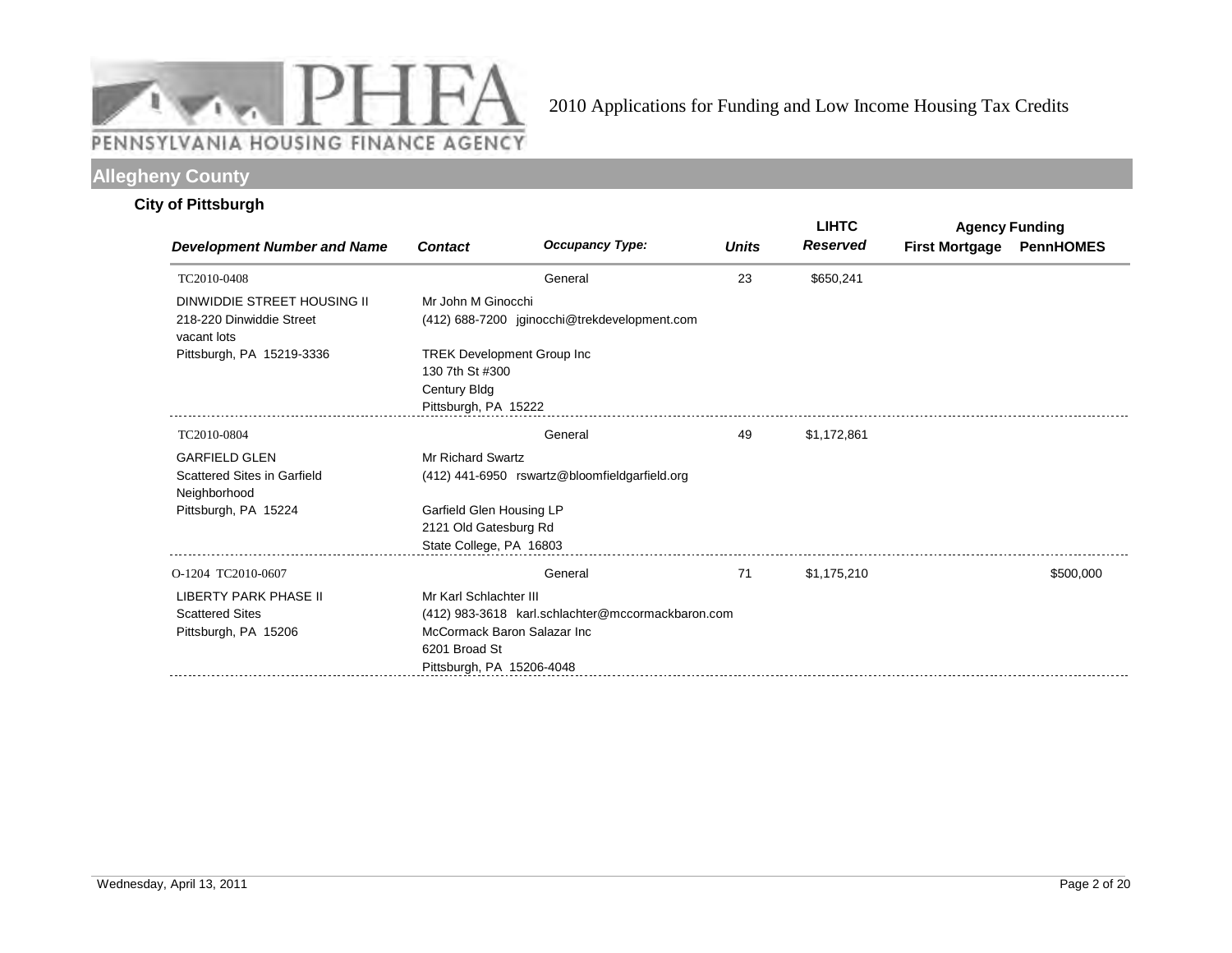PENNSYLVANIA HOUSING FINANCE AGENCY

2010 Applications for Funding and Low Income Housing Tax Credits

## Allegheny County

### City of Pittsburgh

| Development Number and Name | Contact | Occupancy Type: | Units | LIHTC Reserved | Agency Funding First Mortgage | Agency Funding PennHOMES |
|---|---|---|---|---|---|---|
| TC2010-0408 | | General | 23 | $650,241 | | |
| DINWIDDIE STREET HOUSING II<br>218-220 Dinwiddie Street<br>vacant lots<br>Pittsburgh, PA 15219-3336 | Mr John M Ginocchi<br>(412) 688-7200 jginocchi@trekdevelopment.com<br>TREK Development Group Inc<br>130 7th St #300<br>Century Bldg<br>Pittsburgh, PA 15222 | | | | | |
| TC2010-0804 | | General | 49 | $1,172,861 | | |
| GARFIELD GLEN<br>Scattered Sites in Garfield Neighborhood<br>Pittsburgh, PA 15224 | Mr Richard Swartz<br>(412) 441-6950 rswartz@bloomfieldgarfield.org<br>Garfield Glen Housing LP<br>2121 Old Gatesburg Rd<br>State College, PA 16803 | | | | | |
| O-1204 TC2010-0607 | | General | 71 | $1,175,210 | | $500,000 |
| LIBERTY PARK PHASE II<br>Scattered Sites<br>Pittsburgh, PA 15206 | Mr Karl Schlachter III<br>(412) 983-3618 karl.schlachter@mccormackbaron.com<br>McCormack Baron Salazar Inc<br>6201 Broad St<br>Pittsburgh, PA 15206-4048 | | | | | |

Wednesday, April 13, 2011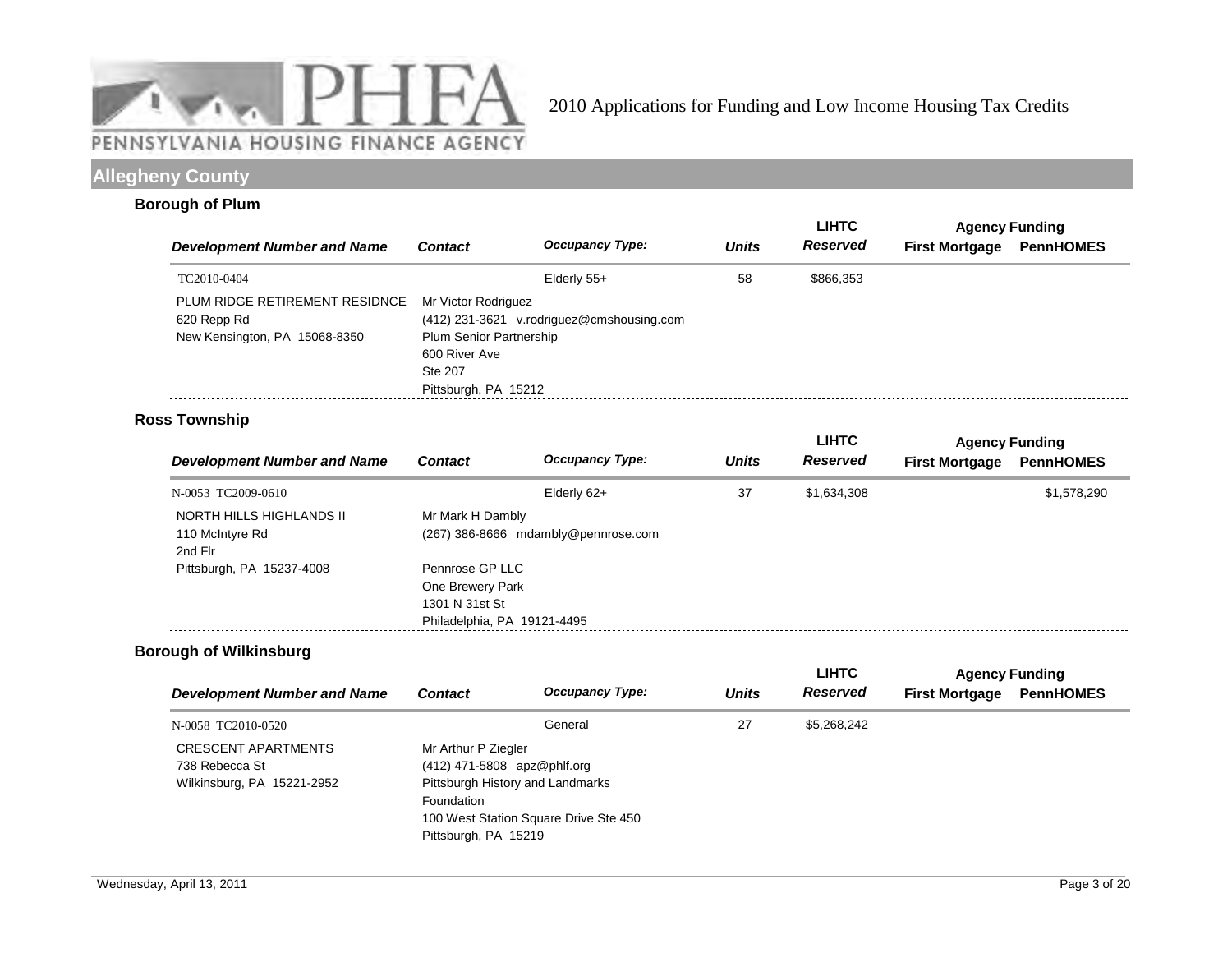# 2010 Applications for Funding and Low Income Housing Tax Credits

## Allegheny County

### Borough of Plum

| Development Number and Name | Contact | Occupancy Type: | Units | LIHTC Reserved | Agency Funding First Mortgage | Agency Funding PennHOMES |
|---|---|---|---|---|---|---|
| TC2010-0404 | | Elderly 55+ | 58 | $866,353 | | |
| PLUM RIDGE RETIREMENT RESIDNCE<br>620 Repp Rd<br>New Kensington, PA 15068-8350 | Mr Victor Rodriguez<br>(412) 231-3621 v.rodriguez@cmshousing.com<br>Plum Senior Partnership<br>600 River Ave<br>Ste 207<br>Pittsburgh, PA 15212 | | | | | |

### Ross Township

| Development Number and Name | Contact | Occupancy Type: | Units | LIHTC Reserved | Agency Funding First Mortgage | Agency Funding PennHOMES |
|---|---|---|---|---|---|---|
| N-0053 TC2009-0610 | | Elderly 62+ | 37 | $1,634,308 | | $1,578,290 |
| NORTH HILLS HIGHLANDS II<br>110 McIntyre Rd<br>2nd Flr<br>Pittsburgh, PA 15237-4008 | Mr Mark H Dambly<br>(267) 386-8666 mdambly@pennrose.com<br>Pennrose GP LLC<br>One Brewery Park<br>1301 N 31st St<br>Philadelphia, PA 19121-4495 | | | | | |

### Borough of Wilkinsburg

| Development Number and Name | Contact | Occupancy Type: | Units | LIHTC Reserved | Agency Funding First Mortgage | Agency Funding PennHOMES |
|---|---|---|---|---|---|---|
| N-0058 TC2010-0520 | | General | 27 | $5,268,242 | | |
| CRESCENT APARTMENTS<br>738 Rebecca St<br>Wilkinsburg, PA 15221-2952 | Mr Arthur P Ziegler<br>(412) 471-5808 apz@phlf.org<br>Pittsburgh History and Landmarks Foundation<br>100 West Station Square Drive Ste 450<br>Pittsburgh, PA 15219 | | | | | |

Wednesday, April 13, 2011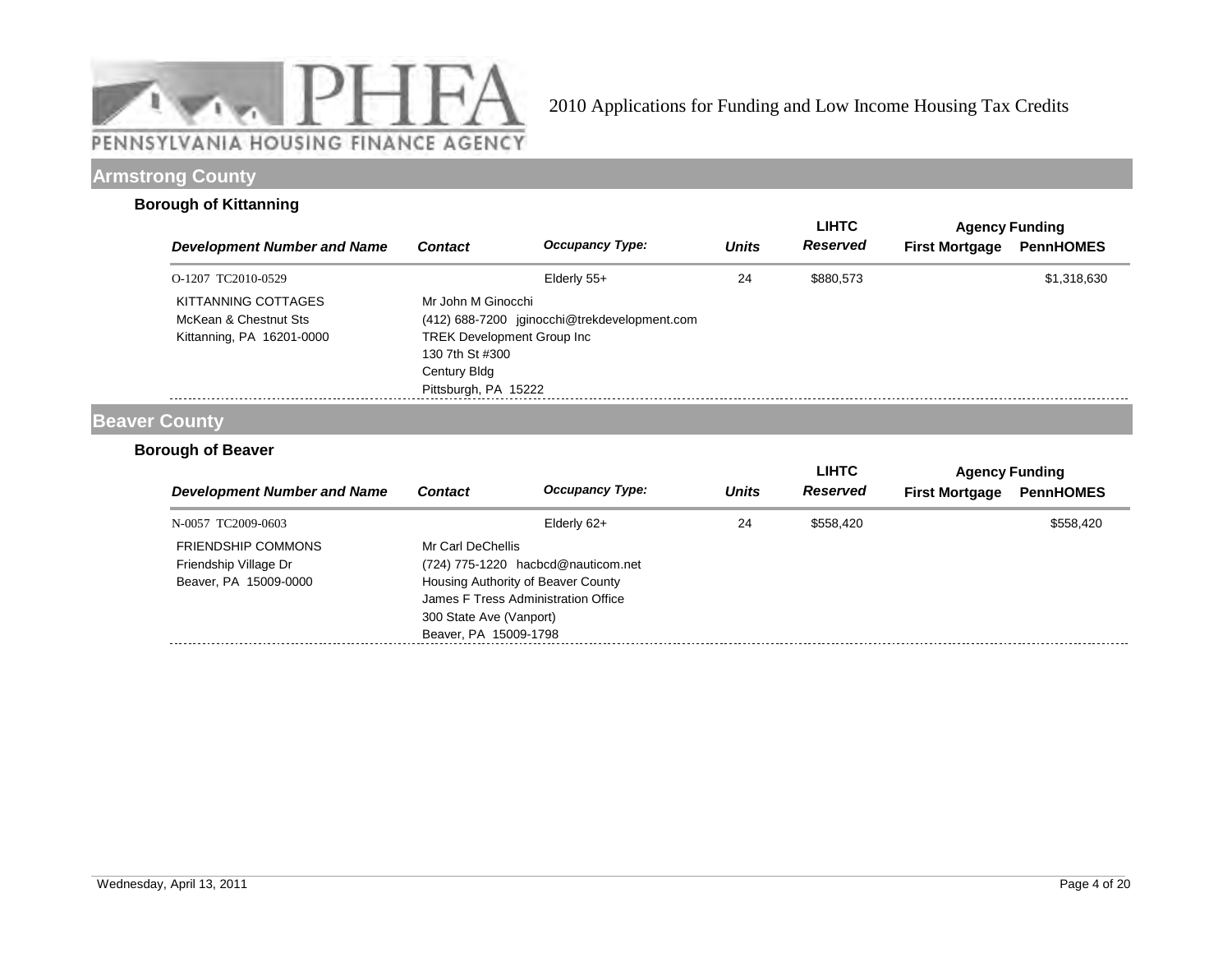2010 Applications for Funding and Low Income Housing Tax Credits

## Armstrong County

### Borough of Kittanning

| Development Number and Name | Contact | Occupancy Type: | Units | LIHTC Reserved | Agency Funding First Mortgage | Agency Funding PennHOMES |
|---|---|---|---|---|---|---|
| O-1207 TC2010-0529 | | Elderly 55+ | 24 | $880,573 | | $1,318,630 |
| KITTANNING COTTAGES<br>McKean & Chestnut Sts<br>Kittanning, PA 16201-0000 | Mr John M Ginocchi<br>(412) 688-7200 jginocchi@trekdevelopment.com<br>TREK Development Group Inc<br>130 7th St #300<br>Century Bldg<br>Pittsburgh, PA 15222 | | | | | |

## Beaver County

### Borough of Beaver

| Development Number and Name | Contact | Occupancy Type: | Units | LIHTC Reserved | Agency Funding First Mortgage | Agency Funding PennHOMES |
|---|---|---|---|---|---|---|
| N-0057 TC2009-0603 | | Elderly 62+ | 24 | $558,420 | | $558,420 |
| FRIENDSHIP COMMONS<br>Friendship Village Dr<br>Beaver, PA 15009-0000 | Mr Carl DeChellis<br>(724) 775-1220 hacbcd@nauticom.net<br>Housing Authority of Beaver County<br>James F Tress Administration Office<br>300 State Ave (Vanport)<br>Beaver, PA 15009-1798 | | | | | |

Wednesday, April 13, 2011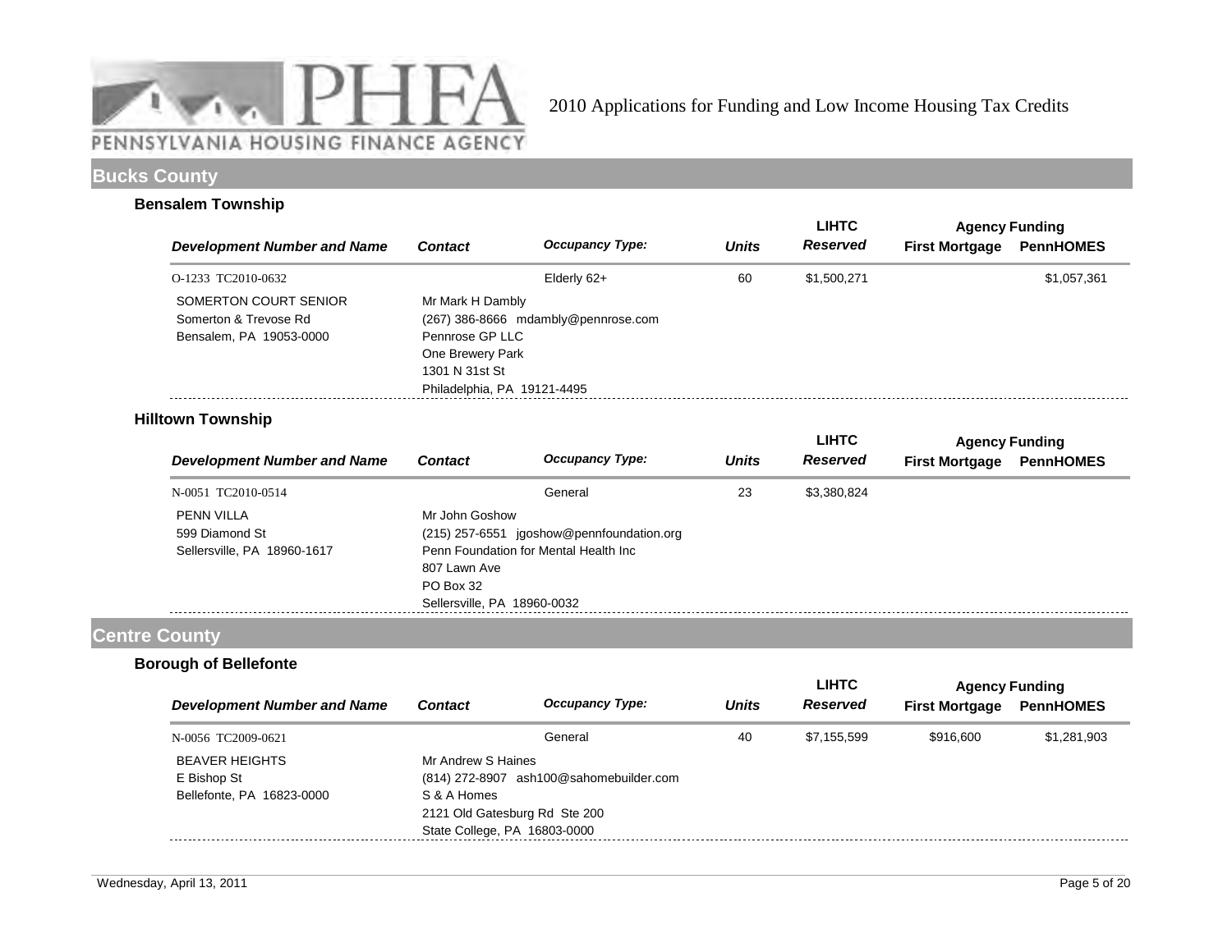2010 Applications for Funding and Low Income Housing Tax Credits

## Bucks County

### Bensalem Township

| Development Number and Name | Contact | Occupancy Type: | Units | LIHTC Reserved | Agency Funding First Mortgage | Agency Funding PennHOMES |
|---|---|---|---|---|---|---|
| O-1233 TC2010-0632 | | Elderly 62+ | 60 | $1,500,271 | | $1,057,361 |
| SOMERTON COURT SENIOR<br>Somerton & Trevose Rd<br>Bensalem, PA 19053-0000 | Mr Mark H Dambly<br>(267) 386-8666 mdambly@pennrose.com<br>Pennrose GP LLC<br>One Brewery Park<br>1301 N 31st St<br>Philadelphia, PA 19121-4495 | | | | | |

### Hilltown Township

| Development Number and Name | Contact | Occupancy Type: | Units | LIHTC Reserved | Agency Funding First Mortgage | Agency Funding PennHOMES |
|---|---|---|---|---|---|---|
| N-0051 TC2010-0514 | | General | 23 | $3,380,824 | | |
| PENN VILLA<br>599 Diamond St<br>Sellersville, PA 18960-1617 | Mr John Goshow<br>(215) 257-6551 jgoshow@pennfoundation.org<br>Penn Foundation for Mental Health Inc<br>807 Lawn Ave<br>PO Box 32<br>Sellersville, PA 18960-0032 | | | | | |

## Centre County

### Borough of Bellefonte

| Development Number and Name | Contact | Occupancy Type: | Units | LIHTC Reserved | Agency Funding First Mortgage | Agency Funding PennHOMES |
|---|---|---|---|---|---|---|
| N-0056 TC2009-0621 | | General | 40 | $7,155,599 | $916,600 | $1,281,903 |
| BEAVER HEIGHTS<br>E Bishop St<br>Bellefonte, PA 16823-0000 | Mr Andrew S Haines<br>(814) 272-8907 ash100@sahomebuilder.com<br>S & A Homes<br>2121 Old Gatesburg Rd Ste 200<br>State College, PA 16803-0000 | | | | | |

Wednesday, April 13, 2011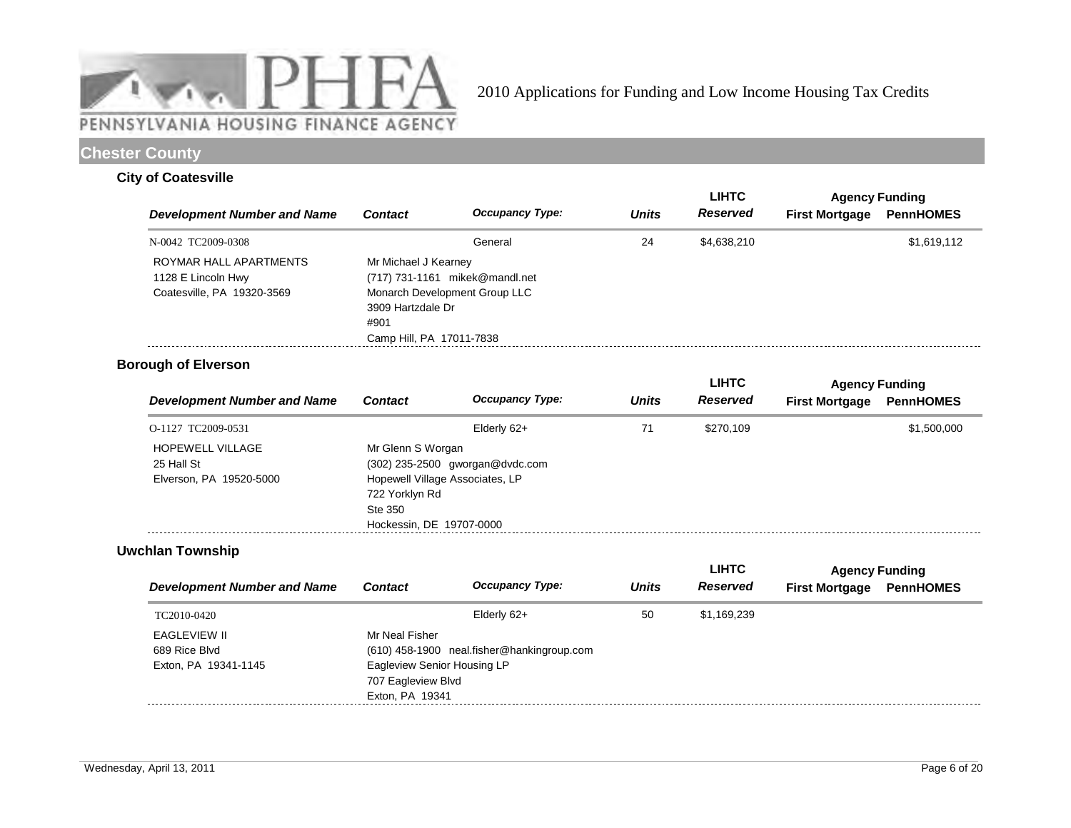2010 Applications for Funding and Low Income Housing Tax Credits

## Chester County

### City of Coatesville

| Development Number and Name | Contact | Occupancy Type: | Units | LIHTC Reserved | Agency Funding First Mortgage | Agency Funding PennHOMES |
|---|---|---|---|---|---|---|
| N-0042 TC2009-0308 | | General | 24 | $4,638,210 | | $1,619,112 |
| ROYMAR HALL APARTMENTS<br>1128 E Lincoln Hwy<br>Coatesville, PA 19320-3569 | Mr Michael J Kearney<br>(717) 731-1161 mikek@mandl.net<br>Monarch Development Group LLC<br>3909 Hartzdale Dr<br>#901<br>Camp Hill, PA 17011-7838 | | | | | |

### Borough of Elverson

| Development Number and Name | Contact | Occupancy Type: | Units | LIHTC Reserved | Agency Funding First Mortgage | Agency Funding PennHOMES |
|---|---|---|---|---|---|---|
| O-1127 TC2009-0531 | | Elderly 62+ | 71 | $270,109 | | $1,500,000 |
| HOPEWELL VILLAGE<br>25 Hall St<br>Elverson, PA 19520-5000 | Mr Glenn S Worgan<br>(302) 235-2500 gworgan@dvdc.com<br>Hopewell Village Associates, LP<br>722 Yorklyn Rd<br>Ste 350<br>Hockessin, DE 19707-0000 | | | | | |

### Uwchlan Township

| Development Number and Name | Contact | Occupancy Type: | Units | LIHTC Reserved | Agency Funding First Mortgage | Agency Funding PennHOMES |
|---|---|---|---|---|---|---|
| TC2010-0420 | | Elderly 62+ | 50 | $1,169,239 | | |
| EAGLEVIEW II<br>689 Rice Blvd<br>Exton, PA 19341-1145 | Mr Neal Fisher<br>(610) 458-1900 neal.fisher@hankingroup.com<br>Eagleview Senior Housing LP<br>707 Eagleview Blvd<br>Exton, PA 19341 | | | | | |

Wednesday, April 13, 2011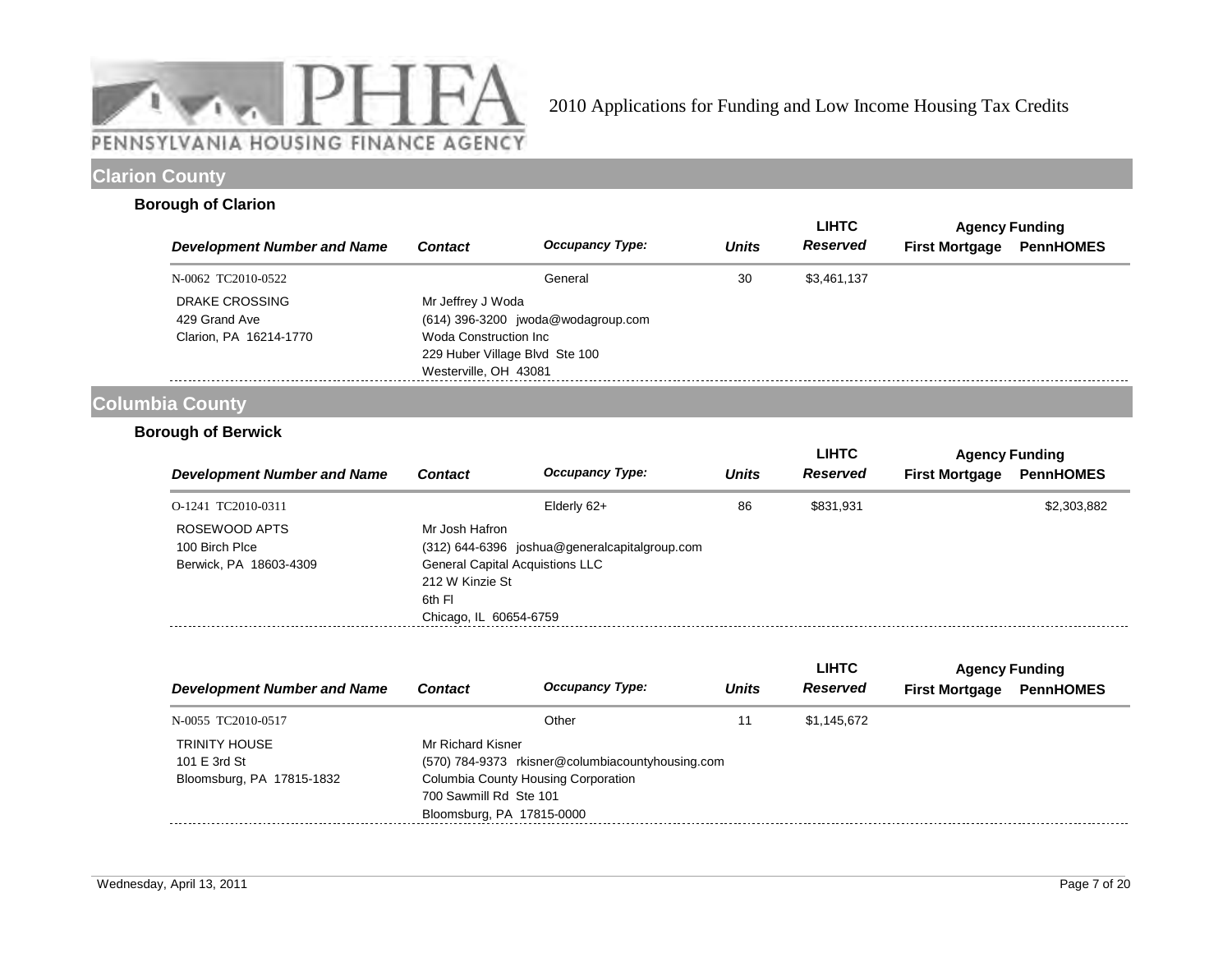# 2010 Applications for Funding and Low Income Housing Tax Credits

## Clarion County

### Borough of Clarion

| Development Number and Name | Contact | Occupancy Type: | Units | LIHTC Reserved | Agency Funding First Mortgage | Agency Funding PennHOMES |
|---|---|---|---|---|---|---|
| N-0062 TC2010-0522 | | General | 30 | $3,461,137 | | |
| DRAKE CROSSING<br>429 Grand Ave<br>Clarion, PA 16214-1770 | Mr Jeffrey J Woda<br>(614) 396-3200 jwoda@wodagroup.com<br>Woda Construction Inc<br>229 Huber Village Blvd Ste 100<br>Westerville, OH 43081 | | | | | |

## Columbia County

### Borough of Berwick

| Development Number and Name | Contact | Occupancy Type: | Units | LIHTC Reserved | Agency Funding First Mortgage | Agency Funding PennHOMES |
|---|---|---|---|---|---|---|
| O-1241 TC2010-0311 | | Elderly 62+ | 86 | $831,931 | | $2,303,882 |
| ROSEWOOD APTS<br>100 Birch Plce<br>Berwick, PA 18603-4309 | Mr Josh Hafron<br>(312) 644-6396 joshua@generalcapitalgroup.com<br>General Capital Acquistions LLC<br>212 W Kinzie St<br>6th Fl<br>Chicago, IL 60654-6759 | | | | | |

| Development Number and Name | Contact | Occupancy Type: | Units | LIHTC Reserved | Agency Funding First Mortgage | Agency Funding PennHOMES |
|---|---|---|---|---|---|---|
| N-0055 TC2010-0517 | | Other | 11 | $1,145,672 | | |
| TRINITY HOUSE<br>101 E 3rd St<br>Bloomsburg, PA 17815-1832 | Mr Richard Kisner<br>(570) 784-9373 rkisner@columbiacountyhousing.com<br>Columbia County Housing Corporation<br>700 Sawmill Rd Ste 101<br>Bloomsburg, PA 17815-0000 | | | | | |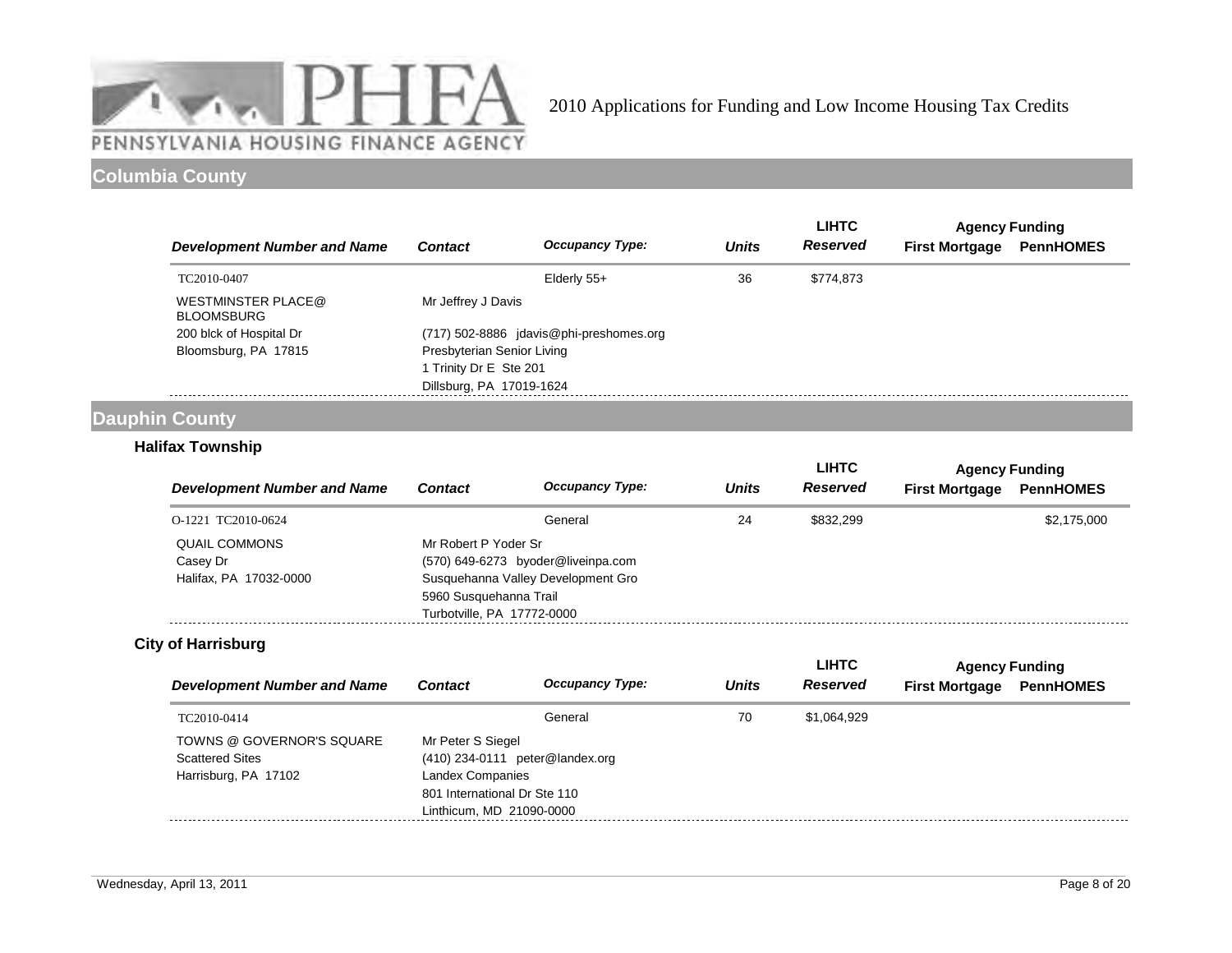PENNSYLVANIA HOUSING FINANCE AGENCY

2010 Applications for Funding and Low Income Housing Tax Credits

## Columbia County

| Development Number and Name | Contact | Occupancy Type: | Units | LIHTC Reserved | Agency Funding First Mortgage | Agency Funding PennHOMES |
|---|---|---|---|---|---|---|
| TC2010-0407 | | Elderly 55+ | 36 | $774,873 | | |
| WESTMINSTER PLACE@ BLOOMSBURG<br>200 blck of Hospital Dr<br>Bloomsburg, PA 17815 | Mr Jeffrey J Davis<br>(717) 502-8886 jdavis@phi-preshomes.org<br>Presbyterian Senior Living<br>1 Trinity Dr E Ste 201<br>Dillsburg, PA 17019-1624 | | | | | |

## Dauphin County

### Halifax Township

| Development Number and Name | Contact | Occupancy Type: | Units | LIHTC Reserved | Agency Funding First Mortgage | Agency Funding PennHOMES |
|---|---|---|---|---|---|---|
| O-1221 TC2010-0624 | | General | 24 | $832,299 | | $2,175,000 |
| QUAIL COMMONS<br>Casey Dr<br>Halifax, PA 17032-0000 | Mr Robert P Yoder Sr<br>(570) 649-6273 byoder@liveinpa.com<br>Susquehanna Valley Development Gro<br>5960 Susquehanna Trail<br>Turbotville, PA 17772-0000 | | | | | |

### City of Harrisburg

| Development Number and Name | Contact | Occupancy Type: | Units | LIHTC Reserved | Agency Funding First Mortgage | Agency Funding PennHOMES |
|---|---|---|---|---|---|---|
| TC2010-0414 | | General | 70 | $1,064,929 | | |
| TOWNS @ GOVERNOR'S SQUARE<br>Scattered Sites<br>Harrisburg, PA 17102 | Mr Peter S Siegel<br>(410) 234-0111 peter@landex.org<br>Landex Companies<br>801 International Dr Ste 110<br>Linthicum, MD 21090-0000 | | | | | |

Wednesday, April 13, 2011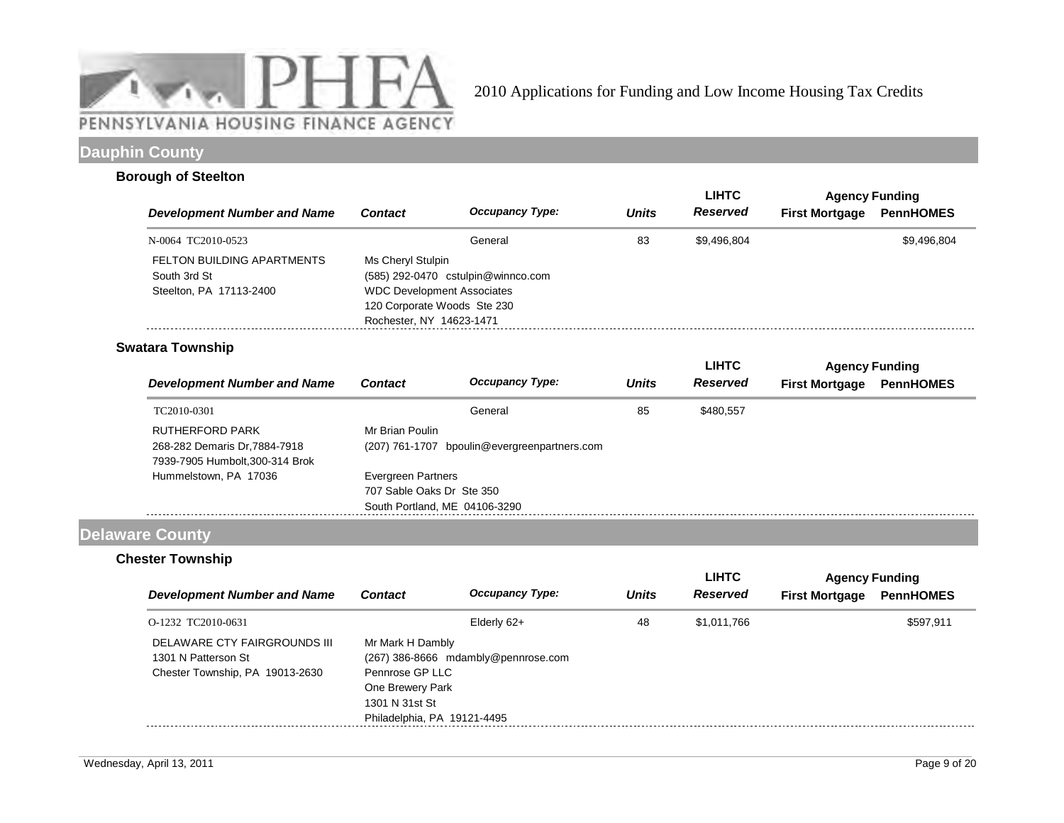PENNSYLVANIA HOUSING FINANCE AGENCY

2010 Applications for Funding and Low Income Housing Tax Credits

## Dauphin County

### Borough of Steelton

| Development Number and Name | Contact | Occupancy Type: | Units | LIHTC Reserved | Agency Funding First Mortgage | Agency Funding PennHOMES |
|---|---|---|---|---|---|---|
| N-0064 TC2010-0523 | | General | 83 | $9,496,804 | | $9,496,804 |
| FELTON BUILDING APARTMENTS<br>South 3rd St<br>Steelton, PA 17113-2400 | Ms Cheryl Stulpin<br>(585) 292-0470 cstulpin@winnco.com<br>WDC Development Associates<br>120 Corporate Woods Ste 230<br>Rochester, NY 14623-1471 | | | | | |

### Swatara Township

| Development Number and Name | Contact | Occupancy Type: | Units | LIHTC Reserved | Agency Funding First Mortgage | Agency Funding PennHOMES |
|---|---|---|---|---|---|---|
| TC2010-0301 | | General | 85 | $480,557 | | |
| RUTHERFORD PARK<br>268-282 Demaris Dr,7884-7918<br>7939-7905 Humbolt,300-314 Brok<br>Hummelstown, PA 17036 | Mr Brian Poulin<br>(207) 761-1707 bpoulin@evergreenpartners.com<br>Evergreen Partners<br>707 Sable Oaks Dr Ste 350<br>South Portland, ME 04106-3290 | | | | | |

## Delaware County

### Chester Township

| Development Number and Name | Contact | Occupancy Type: | Units | LIHTC Reserved | Agency Funding First Mortgage | Agency Funding PennHOMES |
|---|---|---|---|---|---|---|
| O-1232 TC2010-0631 | | Elderly 62+ | 48 | $1,011,766 | | $597,911 |
| DELAWARE CTY FAIRGROUNDS III<br>1301 N Patterson St<br>Chester Township, PA 19013-2630 | Mr Mark H Dambly<br>(267) 386-8666 mdambly@pennrose.com<br>Pennrose GP LLC<br>One Brewery Park<br>1301 N 31st St<br>Philadelphia, PA 19121-4495 | | | | | |

Wednesday, April 13, 2011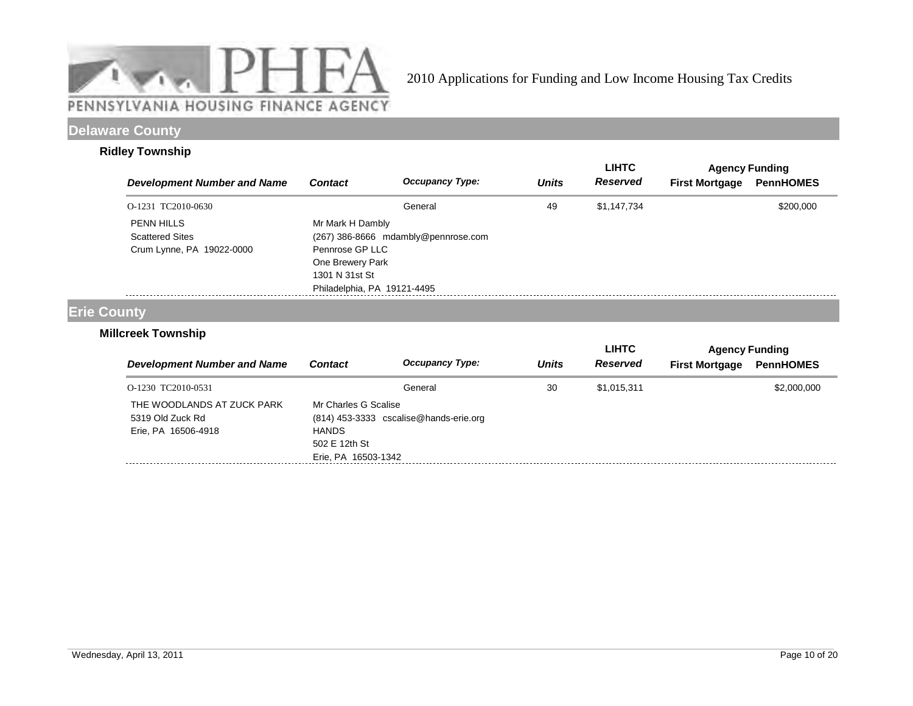PENNSYLVANIA HOUSING FINANCE AGENCY

2010 Applications for Funding and Low Income Housing Tax Credits

## Delaware County

### Ridley Township

| Development Number and Name | Contact | Occupancy Type: | Units | LIHTC Reserved | Agency Funding First Mortgage | Agency Funding PennHOMES |
|---|---|---|---|---|---|---|
| O-1231 TC2010-0630 | | General | 49 | \$1,147,734 | | \$200,000 |
| PENN HILLS<br>Scattered Sites<br>Crum Lynne, PA 19022-0000 | Mr Mark H Dambly<br>(267) 386-8666 mdambly@pennrose.com<br>Pennrose GP LLC<br>One Brewery Park<br>1301 N 31st St<br>Philadelphia, PA 19121-4495 | | | | | |

## Erie County

### Millcreek Township

| Development Number and Name | Contact | Occupancy Type: | Units | LIHTC Reserved | Agency Funding First Mortgage | Agency Funding PennHOMES |
|---|---|---|---|---|---|---|
| O-1230 TC2010-0531 | | General | 30 | \$1,015,311 | | \$2,000,000 |
| THE WOODLANDS AT ZUCK PARK<br>5319 Old Zuck Rd<br>Erie, PA 16506-4918 | Mr Charles G Scalise<br>(814) 453-3333 cscalise@hands-erie.org<br>HANDS<br>502 E 12th St<br>Erie, PA 16503-1342 | | | | | |

Wednesday, April 13, 2011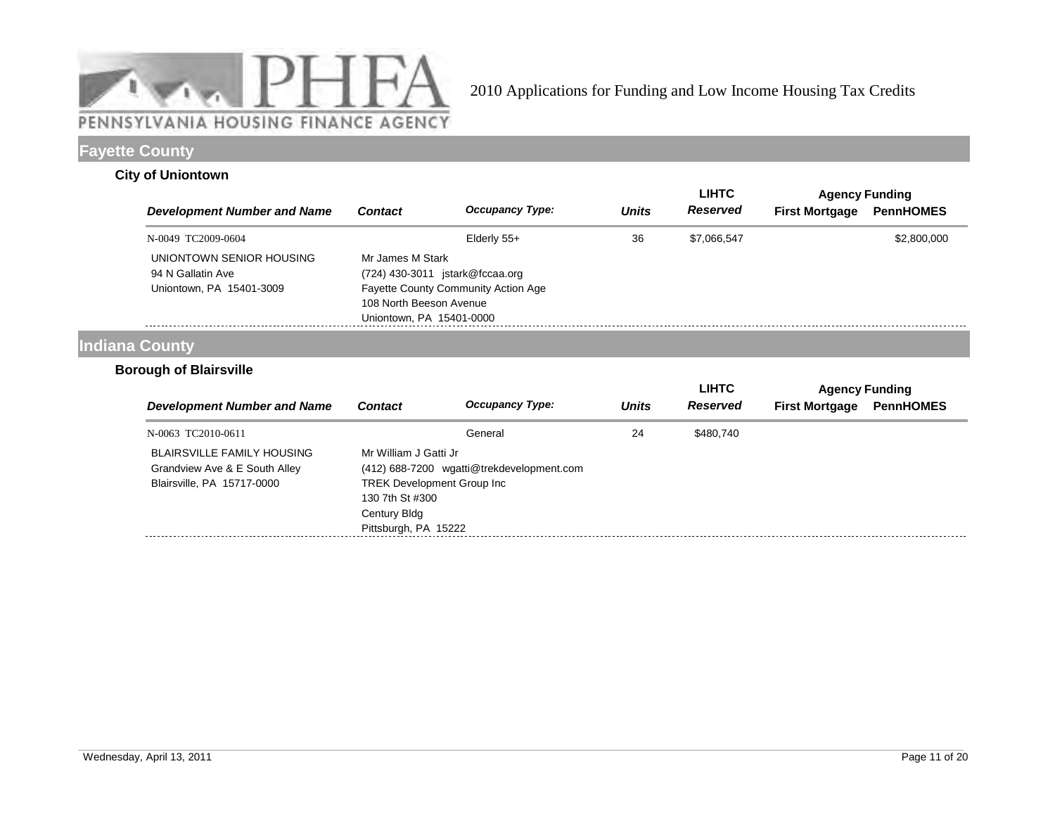2010 Applications for Funding and Low Income Housing Tax Credits

## Fayette County

### City of Uniontown

| Development Number and Name | Contact | Occupancy Type: | Units | LIHTC Reserved | Agency Funding First Mortgage | Agency Funding PennHOMES |
|---|---|---|---|---|---|---|
| N-0049 TC2009-0604 | | Elderly 55+ | 36 | $7,066,547 | | $2,800,000 |
| UNIONTOWN SENIOR HOUSING<br>94 N Gallatin Ave<br>Uniontown, PA 15401-3009 | Mr James M Stark<br>(724) 430-3011 jstark@fccaa.org<br>Fayette County Community Action Age<br>108 North Beeson Avenue<br>Uniontown, PA 15401-0000 | | | | | |

## Indiana County

### Borough of Blairsville

| Development Number and Name | Contact | Occupancy Type: | Units | LIHTC Reserved | Agency Funding First Mortgage | Agency Funding PennHOMES |
|---|---|---|---|---|---|---|
| N-0063 TC2010-0611 | | General | 24 | $480,740 | | |
| BLAIRSVILLE FAMILY HOUSING<br>Grandview Ave & E South Alley<br>Blairsville, PA 15717-0000 | Mr William J Gatti Jr<br>(412) 688-7200 wgatti@trekdevelopment.com<br>TREK Development Group Inc<br>130 7th St #300<br>Century Bldg<br>Pittsburgh, PA 15222 | | | | | |

Wednesday, April 13, 2011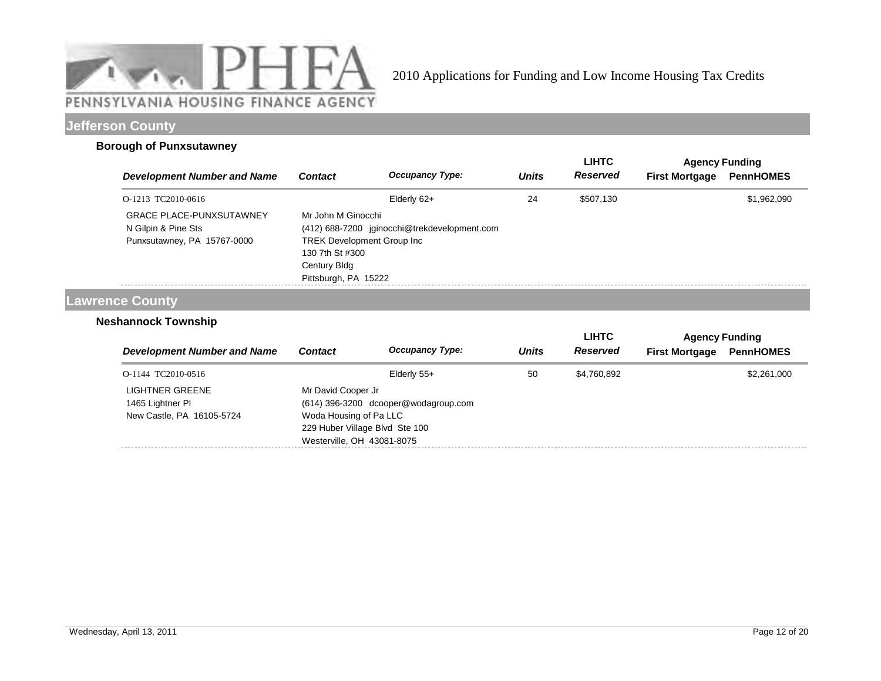2010 Applications for Funding and Low Income Housing Tax Credits

## Jefferson County

### Borough of Punxsutawney

| Development Number and Name | Contact | Occupancy Type: | Units | LIHTC Reserved | Agency Funding First Mortgage | Agency Funding PennHOMES |
|---|---|---|---|---|---|---|
| O-1213 TC2010-0616 | | Elderly 62+ | 24 | $507,130 | | $1,962,090 |
| GRACE PLACE-PUNXSUTAWNEY<br>N Gilpin & Pine Sts<br>Punxsutawney, PA 15767-0000 | Mr John M Ginocchi<br>(412) 688-7200 jginocchi@trekdevelopment.com<br>TREK Development Group Inc<br>130 7th St #300<br>Century Bldg<br>Pittsburgh, PA 15222 | | | | | |

## Lawrence County

### Neshannock Township

| Development Number and Name | Contact | Occupancy Type: | Units | LIHTC Reserved | Agency Funding First Mortgage | Agency Funding PennHOMES |
|---|---|---|---|---|---|---|
| O-1144 TC2010-0516 | | Elderly 55+ | 50 | $4,760,892 | | $2,261,000 |
| LIGHTNER GREENE<br>1465 Lightner Pl<br>New Castle, PA 16105-5724 | Mr David Cooper Jr<br>(614) 396-3200 dcooper@wodagroup.com<br>Woda Housing of Pa LLC<br>229 Huber Village Blvd Ste 100<br>Westerville, OH 43081-8075 | | | | | |

Wednesday, April 13, 2011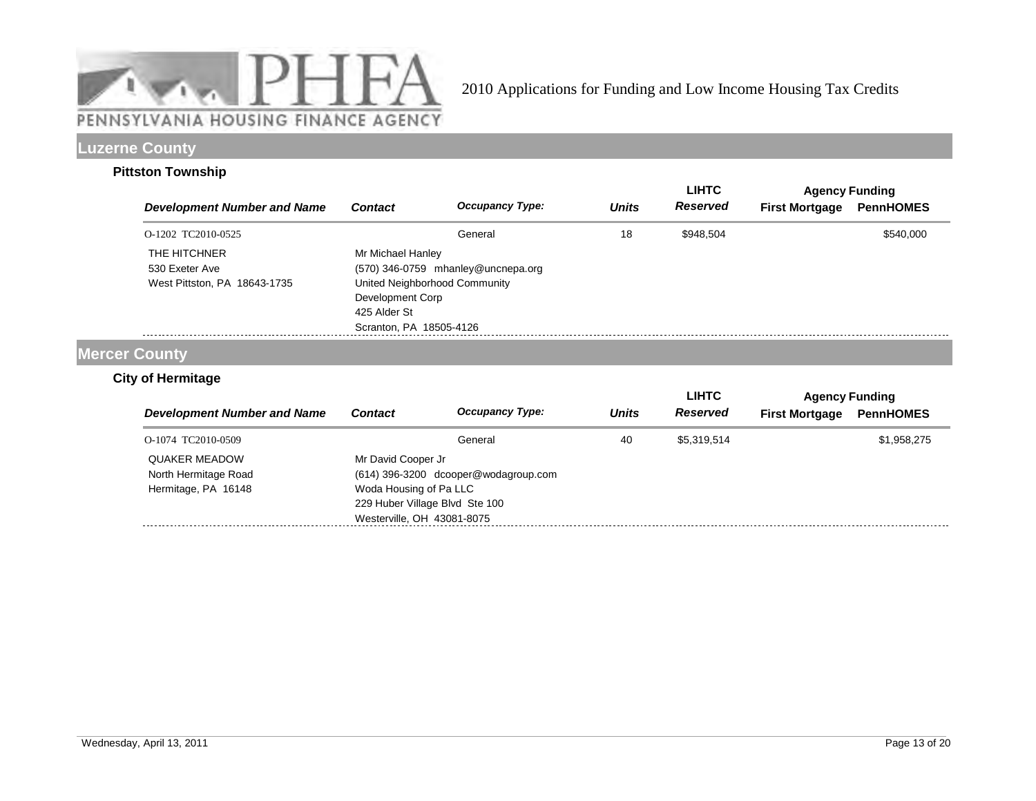# PHFA PENNSYLVANIA HOUSING FINANCE AGENCY

2010 Applications for Funding and Low Income Housing Tax Credits

## Luzerne County

### Pittston Township

| Development Number and Name | Contact | Occupancy Type: | Units | LIHTC Reserved | Agency Funding First Mortgage | Agency Funding PennHOMES |
|---|---|---|---|---|---|---|
| O-1202 TC2010-0525 | | General | 18 | $948,504 | | $540,000 |
| THE HITCHNER<br>530 Exeter Ave<br>West Pittston, PA 18643-1735 | Mr Michael Hanley<br>(570) 346-0759 mhanley@uncnepa.org<br>United Neighborhood Community Development Corp<br>425 Alder St<br>Scranton, PA 18505-4126 | | | | | |

## Mercer County

### City of Hermitage

| Development Number and Name | Contact | Occupancy Type: | Units | LIHTC Reserved | Agency Funding First Mortgage | Agency Funding PennHOMES |
|---|---|---|---|---|---|---|
| O-1074 TC2010-0509 | | General | 40 | $5,319,514 | | $1,958,275 |
| QUAKER MEADOW<br>North Hermitage Road<br>Hermitage, PA 16148 | Mr David Cooper Jr<br>(614) 396-3200 dcooper@wodagroup.com<br>Woda Housing of Pa LLC<br>229 Huber Village Blvd Ste 100<br>Westerville, OH 43081-8075 | | | | | |

Wednesday, April 13, 2011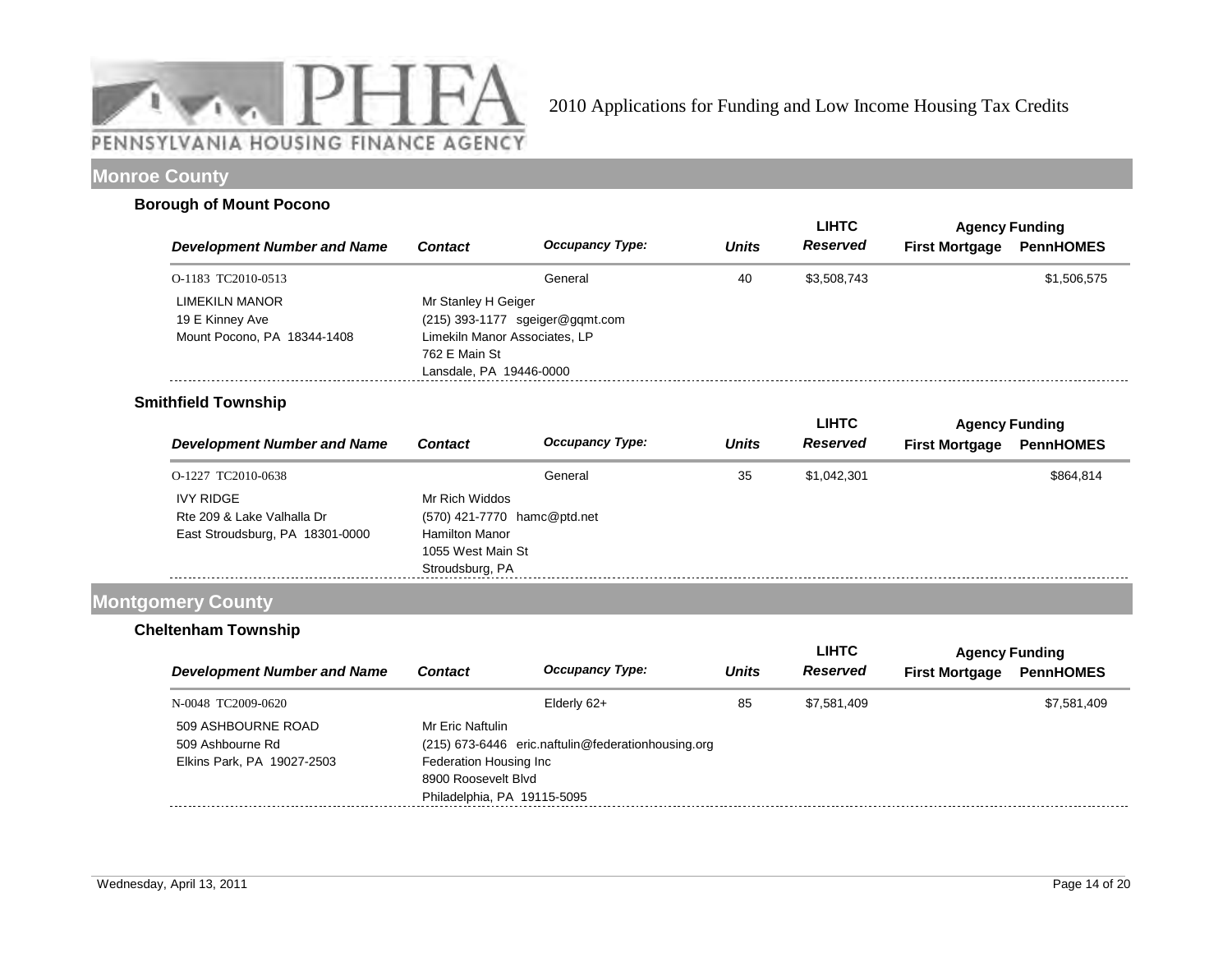2010 Applications for Funding and Low Income Housing Tax Credits

## Monroe County

### Borough of Mount Pocono

| Development Number and Name | Contact | Occupancy Type: | Units | LIHTC Reserved | Agency Funding First Mortgage | Agency Funding PennHOMES |
|---|---|---|---|---|---|---|
| O-1183 TC2010-0513 | | General | 40 | $3,508,743 | | $1,506,575 |
| LIMEKILN MANOR<br>19 E Kinney Ave<br>Mount Pocono, PA 18344-1408 | Mr Stanley H Geiger<br>(215) 393-1177 sgeiger@gqmt.com<br>Limekiln Manor Associates, LP<br>762 E Main St<br>Lansdale, PA 19446-0000 | | | | | |

### Smithfield Township

| Development Number and Name | Contact | Occupancy Type: | Units | LIHTC Reserved | Agency Funding First Mortgage | Agency Funding PennHOMES |
|---|---|---|---|---|---|---|
| O-1227 TC2010-0638 | | General | 35 | $1,042,301 | | $864,814 |
| IVY RIDGE<br>Rte 209 & Lake Valhalla Dr<br>East Stroudsburg, PA 18301-0000 | Mr Rich Widdos<br>(570) 421-7770 hamc@ptd.net<br>Hamilton Manor<br>1055 West Main St<br>Stroudsburg, PA | | | | | |

## Montgomery County

### Cheltenham Township

| Development Number and Name | Contact | Occupancy Type: | Units | LIHTC Reserved | Agency Funding First Mortgage | Agency Funding PennHOMES |
|---|---|---|---|---|---|---|
| N-0048 TC2009-0620 | | Elderly 62+ | 85 | $7,581,409 | | $7,581,409 |
| 509 ASHBOURNE ROAD<br>509 Ashbourne Rd<br>Elkins Park, PA 19027-2503 | Mr Eric Naftulin<br>(215) 673-6446 eric.naftulin@federationhousing.org<br>Federation Housing Inc<br>8900 Roosevelt Blvd<br>Philadelphia, PA 19115-5095 | | | | | |

Wednesday, April 13, 2011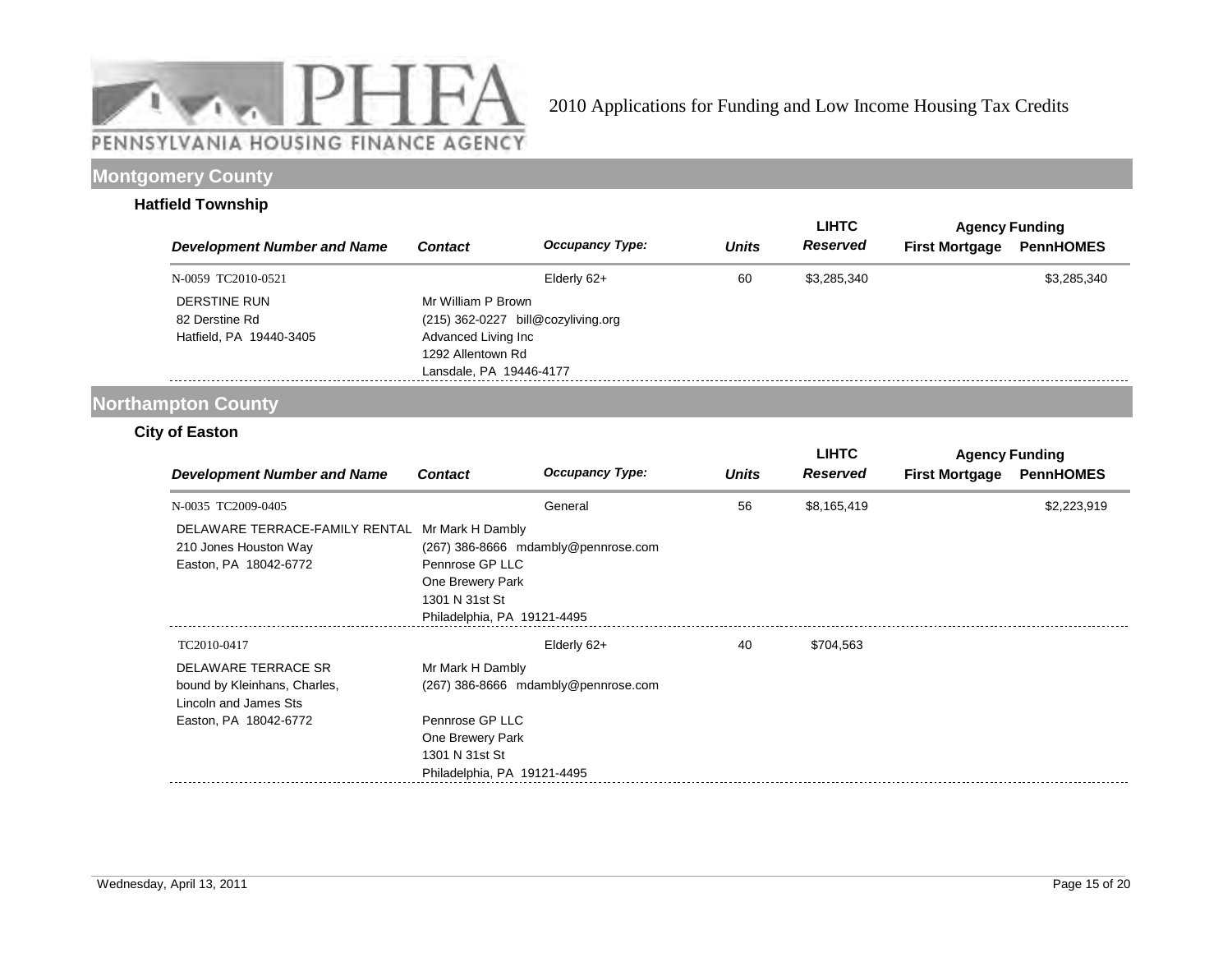# 2010 Applications for Funding and Low Income Housing Tax Credits

## Montgomery County

### Hatfield Township

| Development Number and Name | Contact | Occupancy Type: | Units | LIHTC Reserved | Agency Funding First Mortgage | Agency Funding PennHOMES |
|---|---|---|---|---|---|---|
| N-0059 TC2010-0521 | | Elderly 62+ | 60 | $3,285,340 | | $3,285,340 |
| DERSTINE RUN<br>82 Derstine Rd<br>Hatfield, PA 19440-3405 | Mr William P Brown<br>(215) 362-0227 bill@cozyliving.org<br>Advanced Living Inc<br>1292 Allentown Rd<br>Lansdale, PA 19446-4177 | | | | | |

## Northampton County

### City of Easton

| Development Number and Name | Contact | Occupancy Type: | Units | LIHTC Reserved | Agency Funding First Mortgage | Agency Funding PennHOMES |
|---|---|---|---|---|---|---|
| N-0035 TC2009-0405 | | General | 56 | $8,165,419 | | $2,223,919 |
| DELAWARE TERRACE-FAMILY RENTAL<br>210 Jones Houston Way<br>Easton, PA 18042-6772 | Mr Mark H Dambly<br>(267) 386-8666 mdambly@pennrose.com<br>Pennrose GP LLC<br>One Brewery Park<br>1301 N 31st St<br>Philadelphia, PA 19121-4495 | | | | | |
| TC2010-0417 | | Elderly 62+ | 40 | $704,563 | | |
| DELAWARE TERRACE SR<br>bound by Kleinhans, Charles, Lincoln and James Sts<br>Easton, PA 18042-6772 | Mr Mark H Dambly<br>(267) 386-8666 mdambly@pennrose.com<br>Pennrose GP LLC<br>One Brewery Park<br>1301 N 31st St<br>Philadelphia, PA 19121-4495 | | | | | |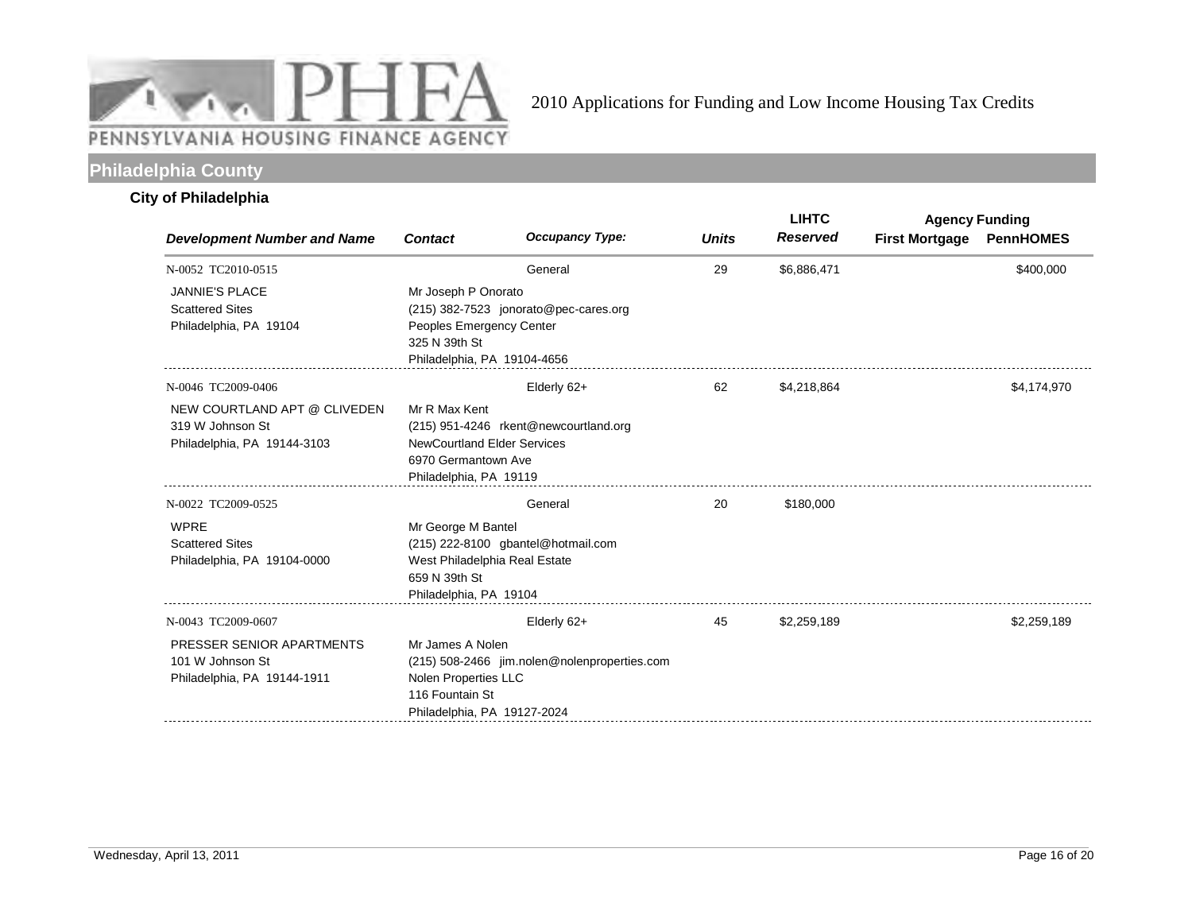# PENNSYLVANIA HOUSING FINANCE AGENCY

2010 Applications for Funding and Low Income Housing Tax Credits

## Philadelphia County

### City of Philadelphia

| Development Number and Name | Contact | Occupancy Type: | Units | LIHTC Reserved | Agency Funding First Mortgage | Agency Funding PennHOMES |
|---|---|---|---|---|---|---|
| N-0052 TC2010-0515<br>JANNIE'S PLACE<br>Scattered Sites<br>Philadelphia, PA 19104 | Mr Joseph P Onorato<br>(215) 382-7523 jonorato@pec-cares.org<br>Peoples Emergency Center<br>325 N 39th St<br>Philadelphia, PA 19104-4656 | General | 29 | $6,886,471 | | $400,000 |
| N-0046 TC2009-0406<br>NEW COURTLAND APT @ CLIVEDEN<br>319 W Johnson St<br>Philadelphia, PA 19144-3103 | Mr R Max Kent<br>(215) 951-4246 rkent@newcourtland.org<br>NewCourtland Elder Services<br>6970 Germantown Ave<br>Philadelphia, PA 19119 | Elderly 62+ | 62 | $4,218,864 | | $4,174,970 |
| N-0022 TC2009-0525<br>WPRE<br>Scattered Sites<br>Philadelphia, PA 19104-0000 | Mr George M Bantel<br>(215) 222-8100 gbantel@hotmail.com<br>West Philadelphia Real Estate<br>659 N 39th St<br>Philadelphia, PA 19104 | General | 20 | $180,000 | | |
| N-0043 TC2009-0607<br>PRESSER SENIOR APARTMENTS<br>101 W Johnson St<br>Philadelphia, PA 19144-1911 | Mr James A Nolen<br>(215) 508-2466 jim.nolen@nolenproperties.com<br>Nolen Properties LLC<br>116 Fountain St<br>Philadelphia, PA 19127-2024 | Elderly 62+ | 45 | $2,259,189 | | $2,259,189 |

Wednesday, April 13, 2011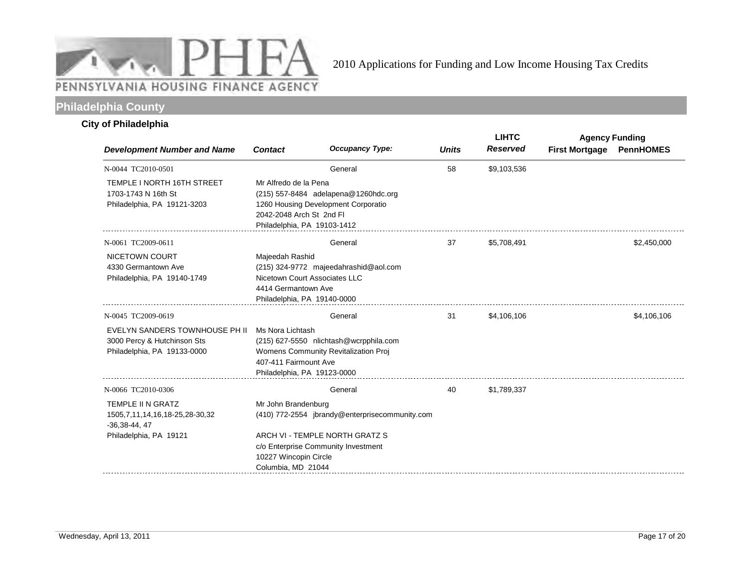# 2010 Applications for Funding and Low Income Housing Tax Credits

## Philadelphia County

### City of Philadelphia

| Development Number and Name | Contact | Occupancy Type: | Units | LIHTC Reserved | Agency Funding First Mortgage | Agency Funding PennHOMES |
|---|---|---|---|---|---|---|
| N-0044 TC2010-0501<br>TEMPLE I NORTH 16TH STREET<br>1703-1743 N 16th St<br>Philadelphia, PA 19121-3203 | Mr Alfredo de la Pena<br>(215) 557-8484 adelapena@1260hdc.org<br>1260 Housing Development Corporatio<br>2042-2048 Arch St 2nd Fl<br>Philadelphia, PA 19103-1412 | General | 58 | $9,103,536 | | |
| N-0061 TC2009-0611<br>NICETOWN COURT<br>4330 Germantown Ave<br>Philadelphia, PA 19140-1749 | Majeedah Rashid<br>(215) 324-9772 majeedahrashid@aol.com<br>Nicetown Court Associates LLC<br>4414 Germantown Ave<br>Philadelphia, PA 19140-0000 | General | 37 | $5,708,491 | | $2,450,000 |
| N-0045 TC2009-0619<br>EVELYN SANDERS TOWNHOUSE PH II<br>3000 Percy & Hutchinson Sts<br>Philadelphia, PA 19133-0000 | Ms Nora Lichtash<br>(215) 627-5550 nlichtash@wcrpphila.com<br>Womens Community Revitalization Proj<br>407-411 Fairmount Ave<br>Philadelphia, PA 19123-0000 | General | 31 | $4,106,106 | | $4,106,106 |
| N-0066 TC2010-0306<br>TEMPLE II N GRATZ<br>1505,7,11,14,16,18-25,28-30,32-36,38-44, 47<br>Philadelphia, PA 19121 | Mr John Brandenburg<br>(410) 772-2554 jbrandy@enterprisecommunity.com<br>ARCH VI - TEMPLE NORTH GRATZ S<br>c/o Enterprise Community Investment<br>10227 Wincopin Circle<br>Columbia, MD 21044 | General | 40 | $1,789,337 | | |

Wednesday, April 13, 2011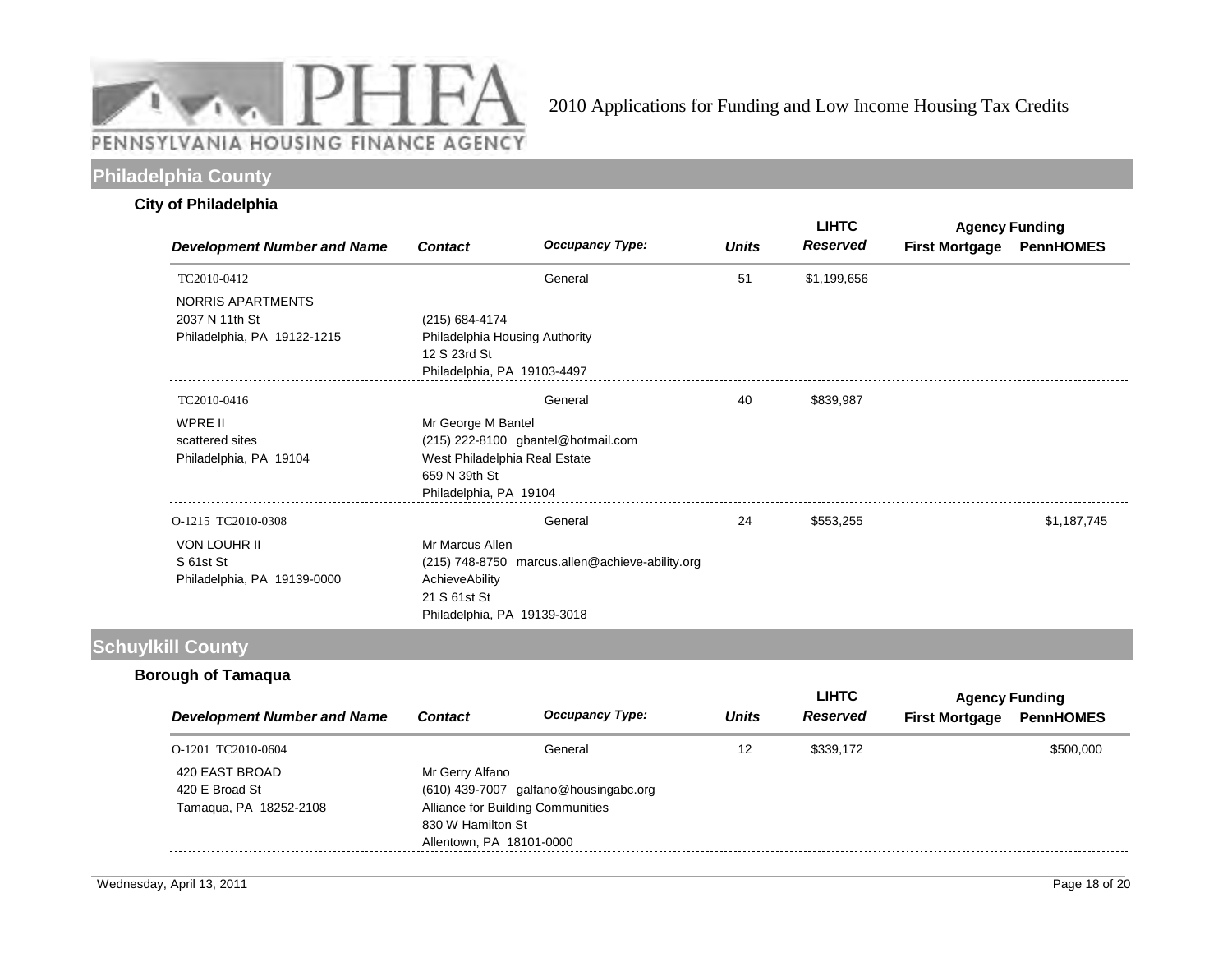# 2010 Applications for Funding and Low Income Housing Tax Credits

## Philadelphia County

### City of Philadelphia

| Development Number and Name | Contact | Occupancy Type: | Units | LIHTC Reserved | Agency Funding First Mortgage | Agency Funding PennHOMES |
|---|---|---|---|---|---|---|
| TC2010-0412<br>NORRIS APARTMENTS<br>2037 N 11th St<br>Philadelphia, PA 19122-1215 | (215) 684-4174<br>Philadelphia Housing Authority<br>12 S 23rd St<br>Philadelphia, PA 19103-4497 | General | 51 | $1,199,656 | | |
| TC2010-0416<br>WPRE II<br>scattered sites<br>Philadelphia, PA 19104 | Mr George M Bantel<br>(215) 222-8100 gbantel@hotmail.com<br>West Philadelphia Real Estate<br>659 N 39th St<br>Philadelphia, PA 19104 | General | 40 | $839,987 | | |
| O-1215 TC2010-0308<br>VON LOUHR II<br>S 61st St<br>Philadelphia, PA 19139-0000 | Mr Marcus Allen<br>(215) 748-8750 marcus.allen@achieve-ability.org<br>AchieveAbility<br>21 S 61st St<br>Philadelphia, PA 19139-3018 | General | 24 | $553,255 | | $1,187,745 |

## Schuylkill County

### Borough of Tamaqua

| Development Number and Name | Contact | Occupancy Type: | Units | LIHTC Reserved | Agency Funding First Mortgage | Agency Funding PennHOMES |
|---|---|---|---|---|---|---|
| O-1201 TC2010-0604<br>420 EAST BROAD<br>420 E Broad St<br>Tamaqua, PA 18252-2108 | Mr Gerry Alfano<br>(610) 439-7007 galfano@housingabc.org<br>Alliance for Building Communities<br>830 W Hamilton St<br>Allentown, PA 18101-0000 | General | 12 | $339,172 | | $500,000 |

Wednesday, April 13, 2011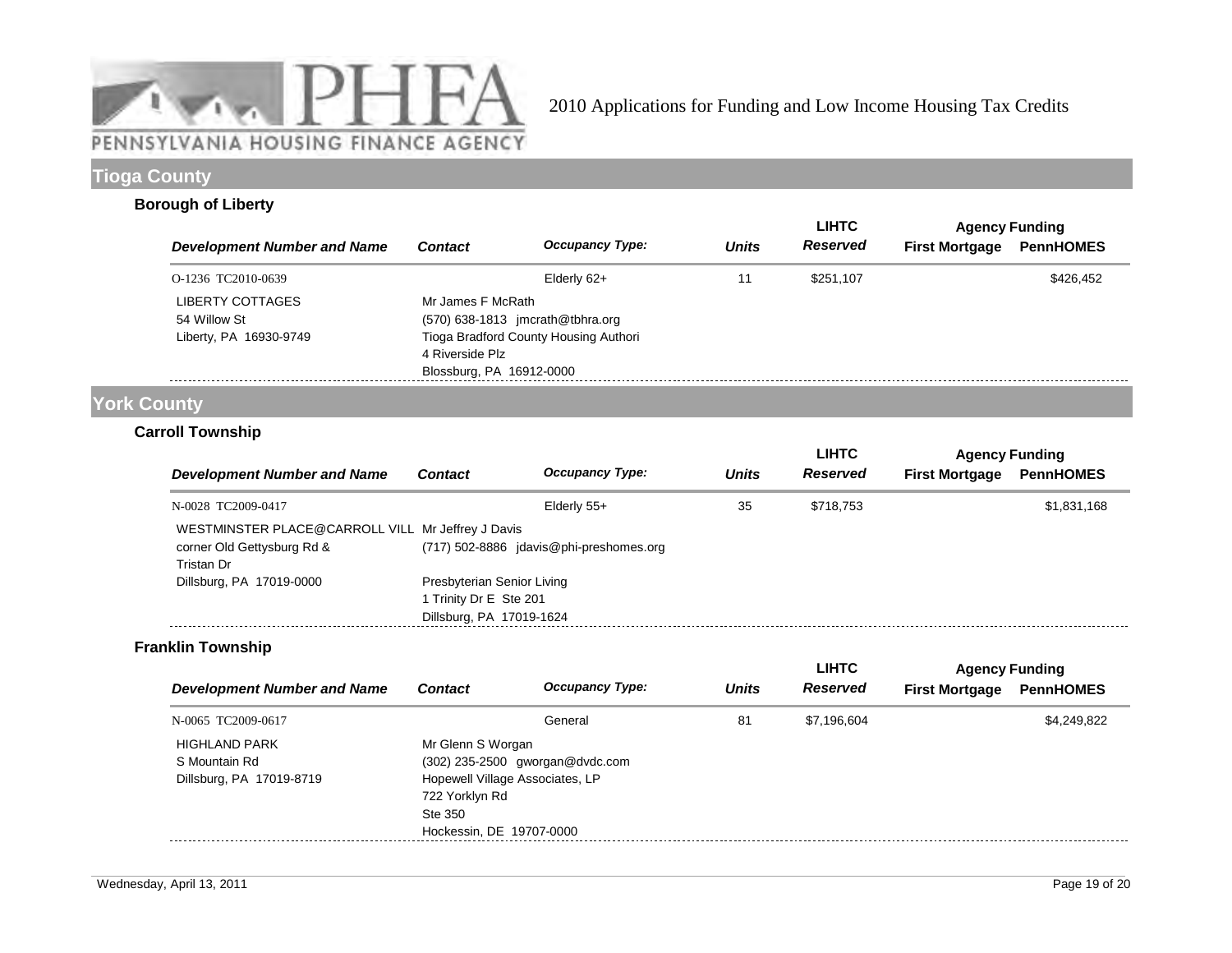# 2010 Applications for Funding and Low Income Housing Tax Credits

## Tioga County

### Borough of Liberty

| Development Number and Name | Contact | Occupancy Type: | Units | LIHTC Reserved | Agency Funding First Mortgage | Agency Funding PennHOMES |
|---|---|---|---|---|---|---|
| O-1236 TC2010-0639 | | Elderly 62+ | 11 | $251,107 | | $426,452 |
| LIBERTY COTTAGES<br>54 Willow St<br>Liberty, PA 16930-9749 | Mr James F McRath<br>(570) 638-1813 jmcrath@tbhra.org<br>Tioga Bradford County Housing Authori<br>4 Riverside Plz<br>Blossburg, PA 16912-0000 | | | | | |

## York County

### Carroll Township

| Development Number and Name | Contact | Occupancy Type: | Units | LIHTC Reserved | Agency Funding First Mortgage | Agency Funding PennHOMES |
|---|---|---|---|---|---|---|
| N-0028 TC2009-0417 | | Elderly 55+ | 35 | $718,753 | | $1,831,168 |
| WESTMINSTER PLACE@CARROLL VILL<br>corner Old Gettysburg Rd & Tristan Dr<br>Dillsburg, PA 17019-0000 | Mr Jeffrey J Davis<br>(717) 502-8886 jdavis@phi-preshomes.org<br>Presbyterian Senior Living<br>1 Trinity Dr E Ste 201<br>Dillsburg, PA 17019-1624 | | | | | |

### Franklin Township

| Development Number and Name | Contact | Occupancy Type: | Units | LIHTC Reserved | Agency Funding First Mortgage | Agency Funding PennHOMES |
|---|---|---|---|---|---|---|
| N-0065 TC2009-0617 | | General | 81 | $7,196,604 | | $4,249,822 |
| HIGHLAND PARK<br>S Mountain Rd<br>Dillsburg, PA 17019-8719 | Mr Glenn S Worgan<br>(302) 235-2500 gworgan@dvdc.com<br>Hopewell Village Associates, LP<br>722 Yorklyn Rd<br>Ste 350<br>Hockessin, DE 19707-0000 | | | | | |

Wednesday, April 13, 2011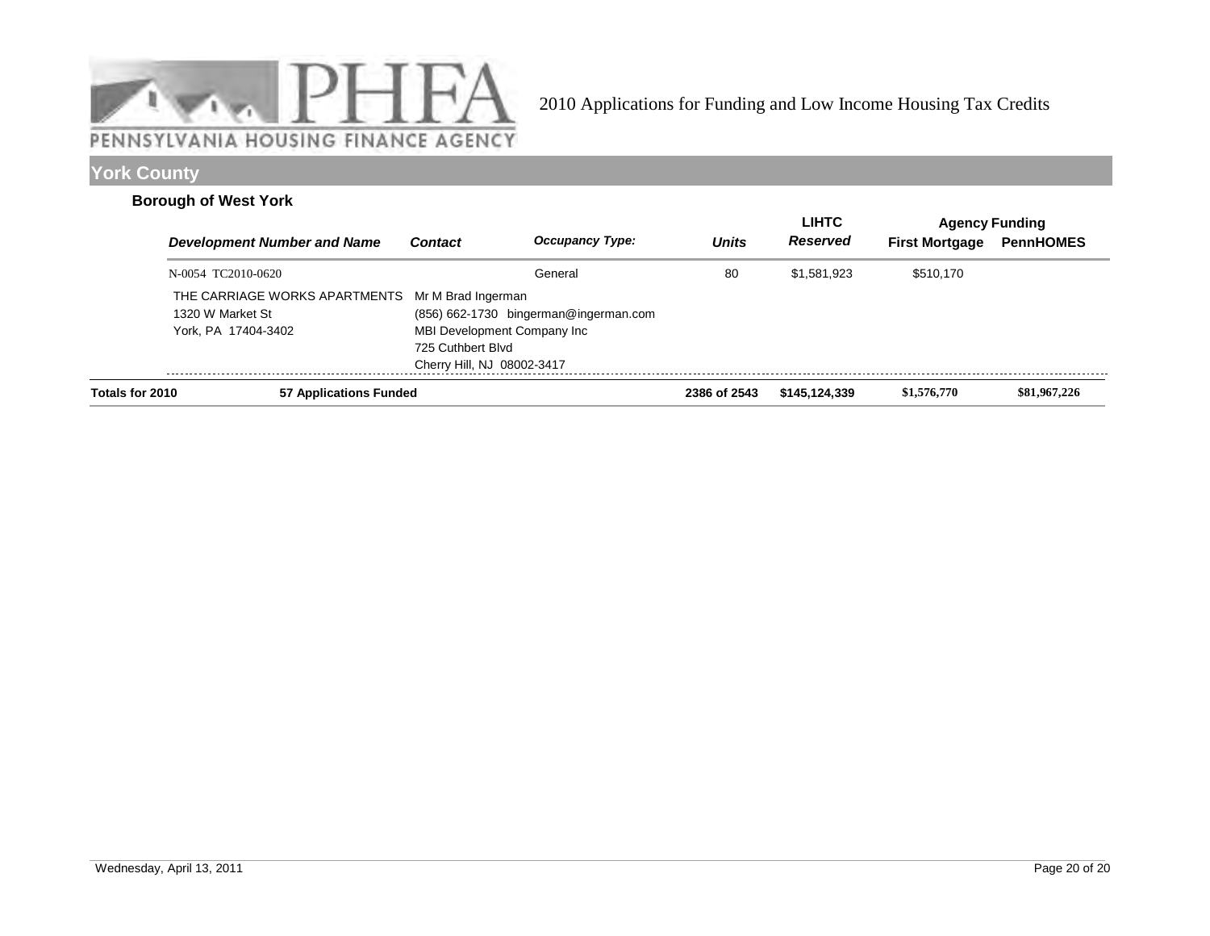PENNSYLVANIA HOUSING FINANCE AGENCY

2010 Applications for Funding and Low Income Housing Tax Credits

## York County

### Borough of West York

| Development Number and Name | Contact | Occupancy Type: | Units | LIHTC Reserved | Agency Funding First Mortgage | Agency Funding PennHOMES |
|---|---|---|---|---|---|---|
| N-0054 TC2010-0620 | | General | 80 | $1,581,923 | $510,170 | |
| THE CARRIAGE WORKS APARTMENTS<br>1320 W Market St<br>York, PA 17404-3402 | Mr M Brad Ingerman<br>(856) 662-1730 bingerman@ingerman.com<br>MBI Development Company Inc<br>725 Cuthbert Blvd<br>Cherry Hill, NJ 08002-3417 | | | | | |
| **Totals for 2010** — **57 Applications Funded** | | | **2386 of 2543** | **$145,124,339** | **$1,576,770** | **$81,967,226** |

Wednesday, April 13, 2011